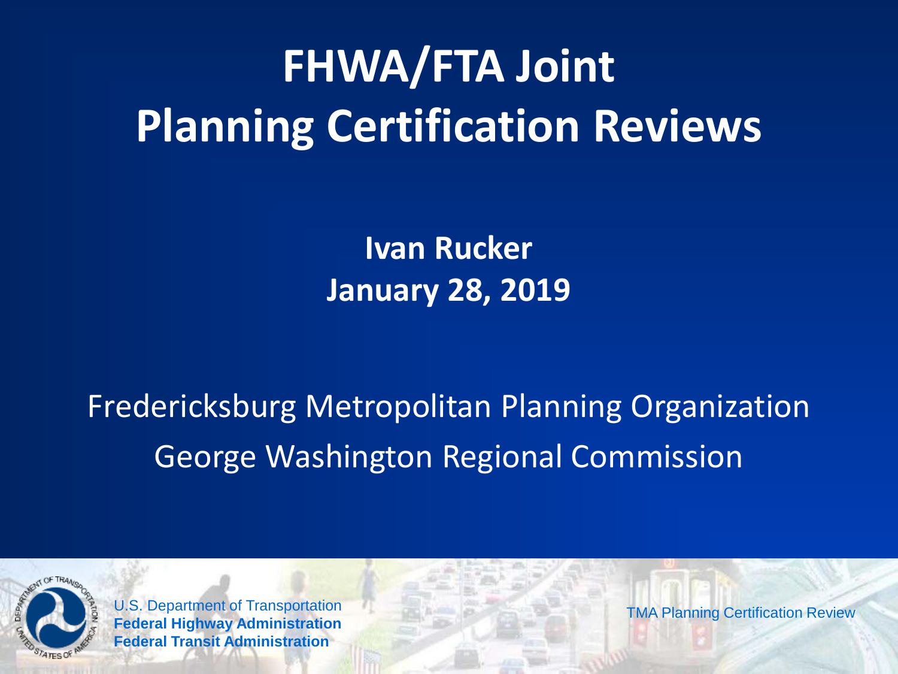# FHWA/FTA Joint Planning Certification Reviews

**Ivan Rucker**
**January 28, 2019**

Fredericksburg Metropolitan Planning Organization
George Washington Regional Commission

U.S. Department of Transportation
**Federal Highway Administration**
**Federal Transit Administration**

TMA Planning Certification Review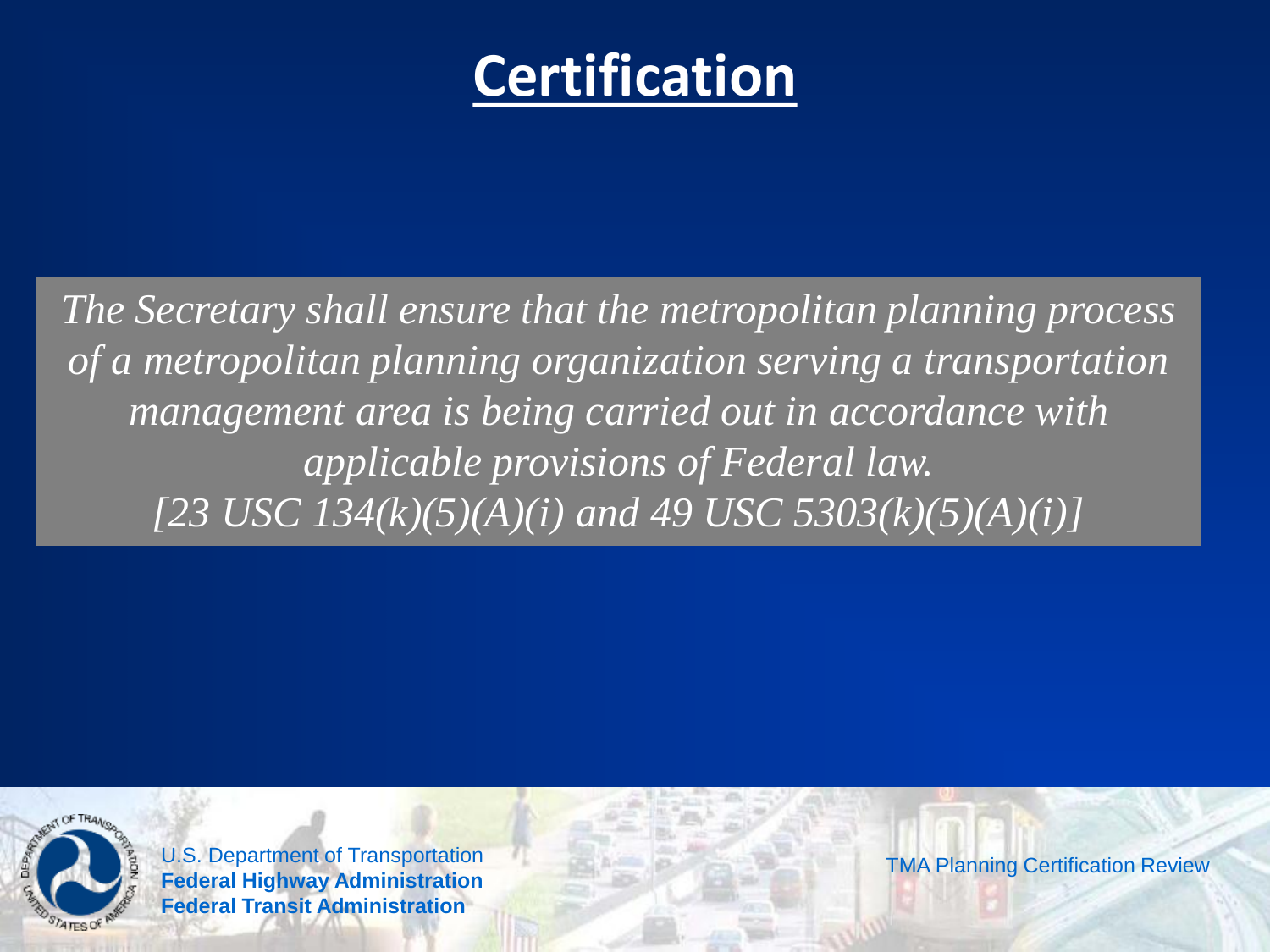# Certification

*The Secretary shall ensure that the metropolitan planning process of a metropolitan planning organization serving a transportation management area is being carried out in accordance with applicable provisions of Federal law.*
*[23 USC 134(k)(5)(A)(i) and 49 USC 5303(k)(5)(A)(i)]*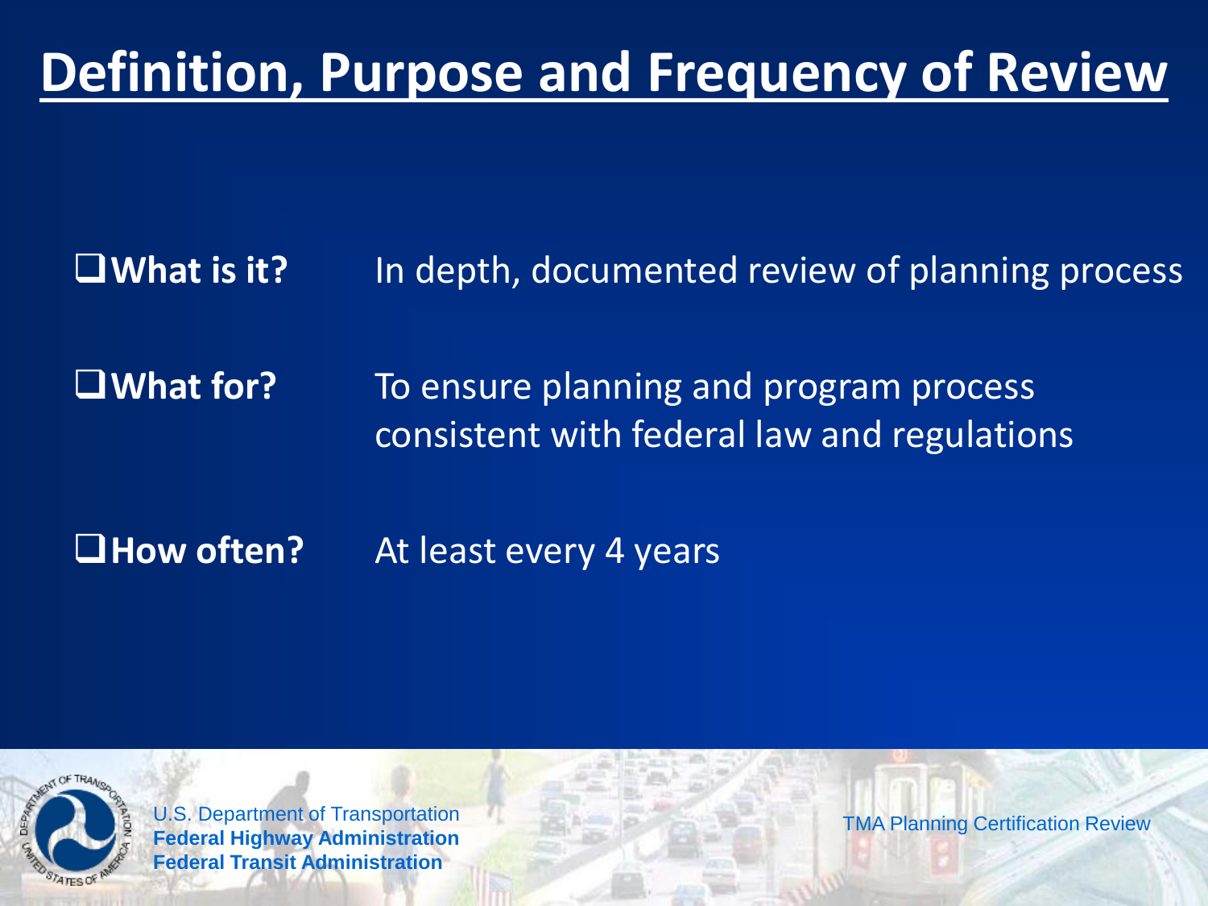# Definition, Purpose and Frequency of Review

- **What is it?** In depth, documented review of planning process
- **What for?** To ensure planning and program process consistent with federal law and regulations
- **How often?** At least every 4 years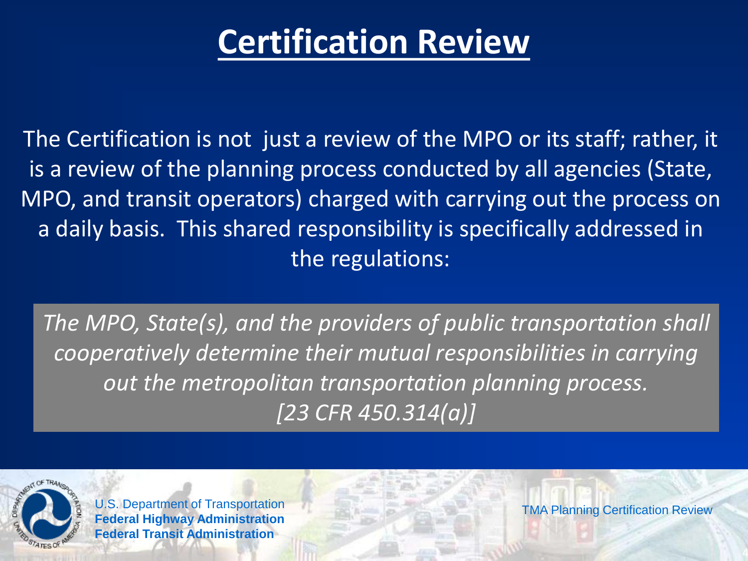# Certification Review

The Certification is not just a review of the MPO or its staff; rather, it is a review of the planning process conducted by all agencies (State, MPO, and transit operators) charged with carrying out the process on a daily basis. This shared responsibility is specifically addressed in the regulations:

> *The MPO, State(s), and the providers of public transportation shall cooperatively determine their mutual responsibilities in carrying out the metropolitan transportation planning process. [23 CFR 450.314(a)]*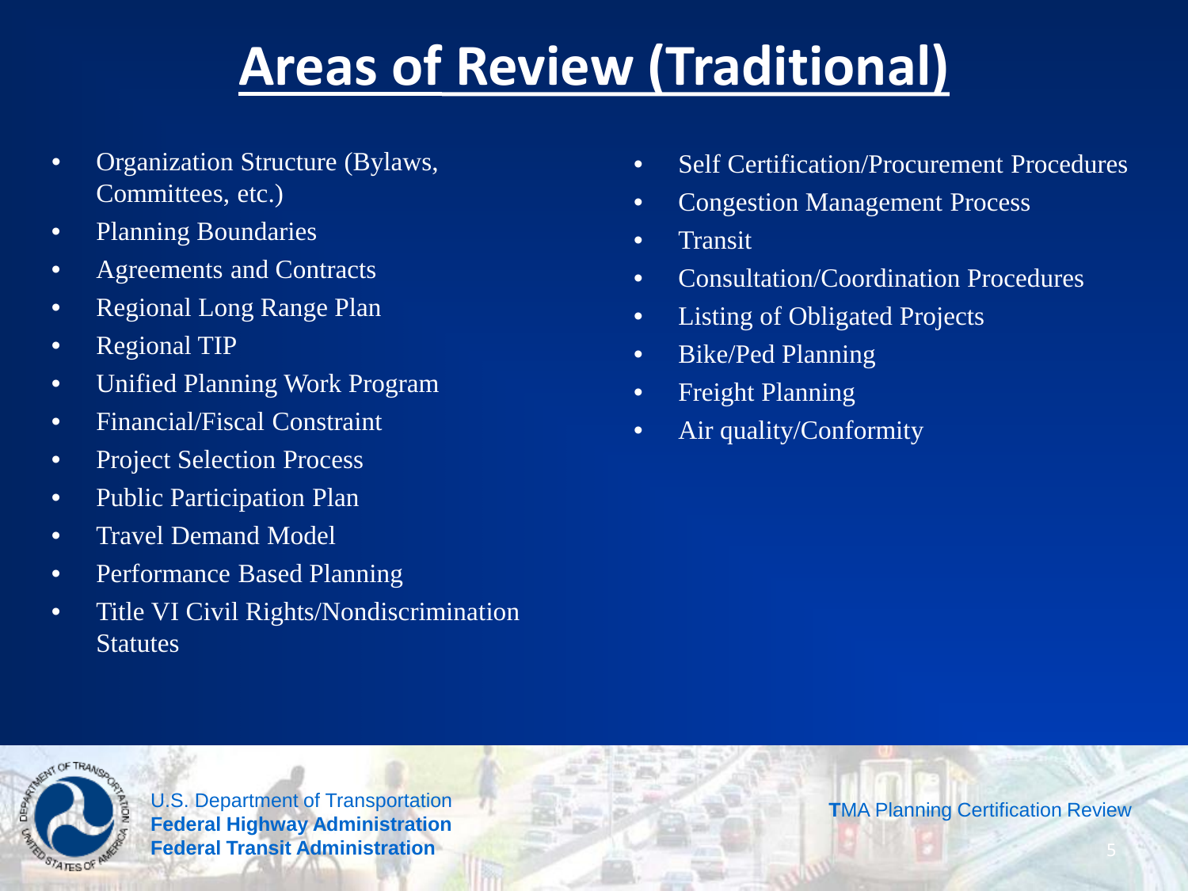# Areas of Review (Traditional)

- Organization Structure (Bylaws, Committees, etc.)
- Planning Boundaries
- Agreements and Contracts
- Regional Long Range Plan
- Regional TIP
- Unified Planning Work Program
- Financial/Fiscal Constraint
- Project Selection Process
- Public Participation Plan
- Travel Demand Model
- Performance Based Planning
- Title VI Civil Rights/Nondiscrimination Statutes
- Self Certification/Procurement Procedures
- Congestion Management Process
- Transit
- Consultation/Coordination Procedures
- Listing of Obligated Projects
- Bike/Ped Planning
- Freight Planning
- Air quality/Conformity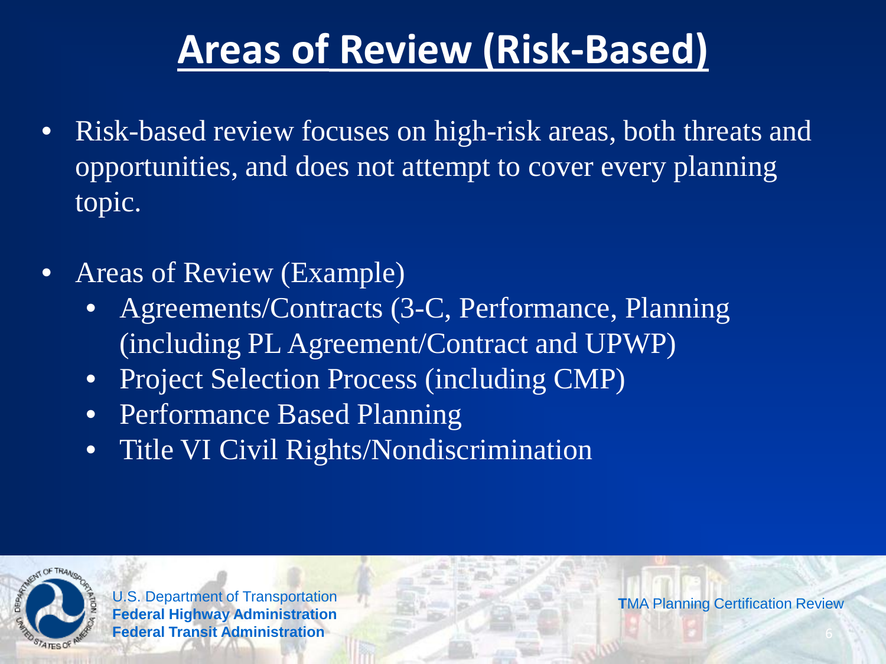# Areas of Review (Risk-Based)

- Risk-based review focuses on high-risk areas, both threats and opportunities, and does not attempt to cover every planning topic.
- Areas of Review (Example)
  - Agreements/Contracts (3-C, Performance, Planning (including PL Agreement/Contract and UPWP)
  - Project Selection Process (including CMP)
  - Performance Based Planning
  - Title VI Civil Rights/Nondiscrimination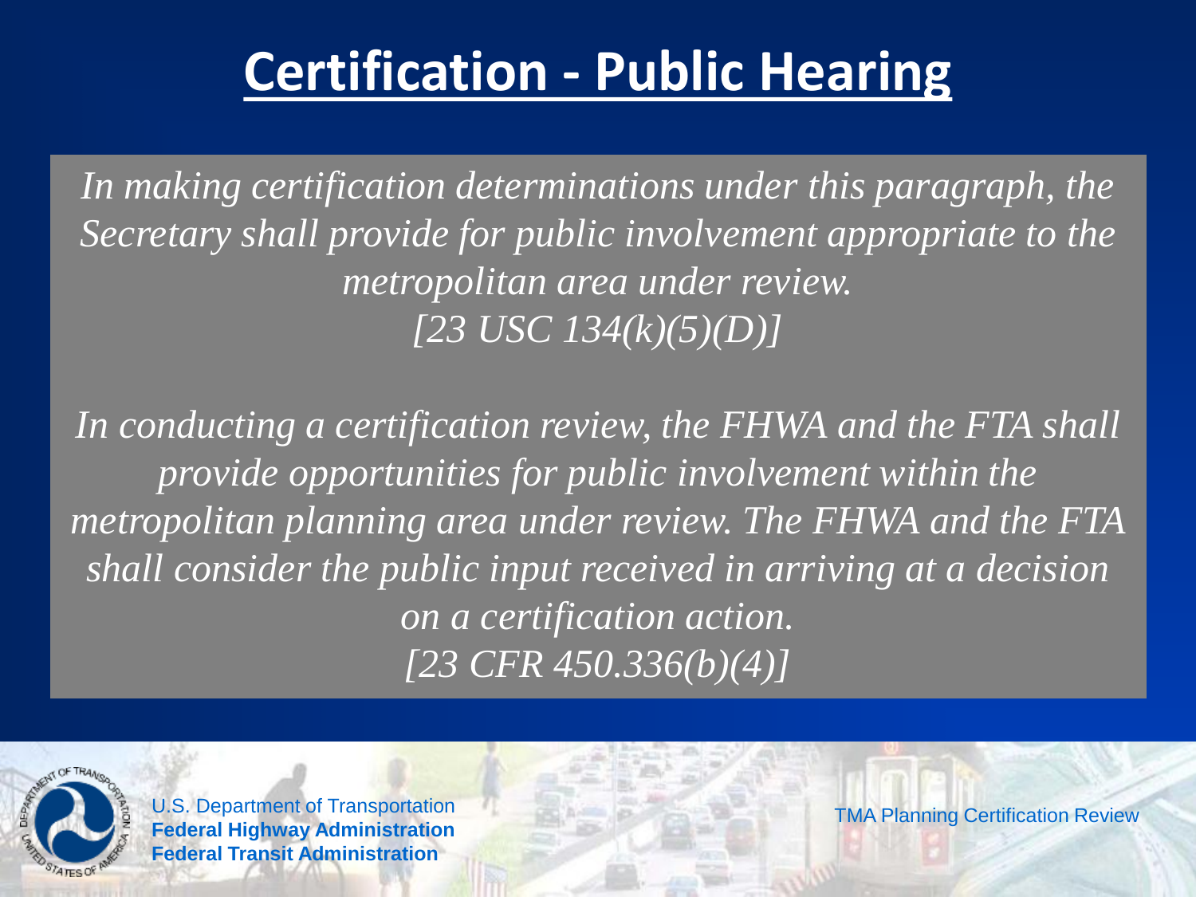# Certification - Public Hearing

*In making certification determinations under this paragraph, the Secretary shall provide for public involvement appropriate to the metropolitan area under review.*
*[23 USC 134(k)(5)(D)]*

*In conducting a certification review, the FHWA and the FTA shall provide opportunities for public involvement within the metropolitan planning area under review. The FHWA and the FTA shall consider the public input received in arriving at a decision on a certification action.*
*[23 CFR 450.336(b)(4)]*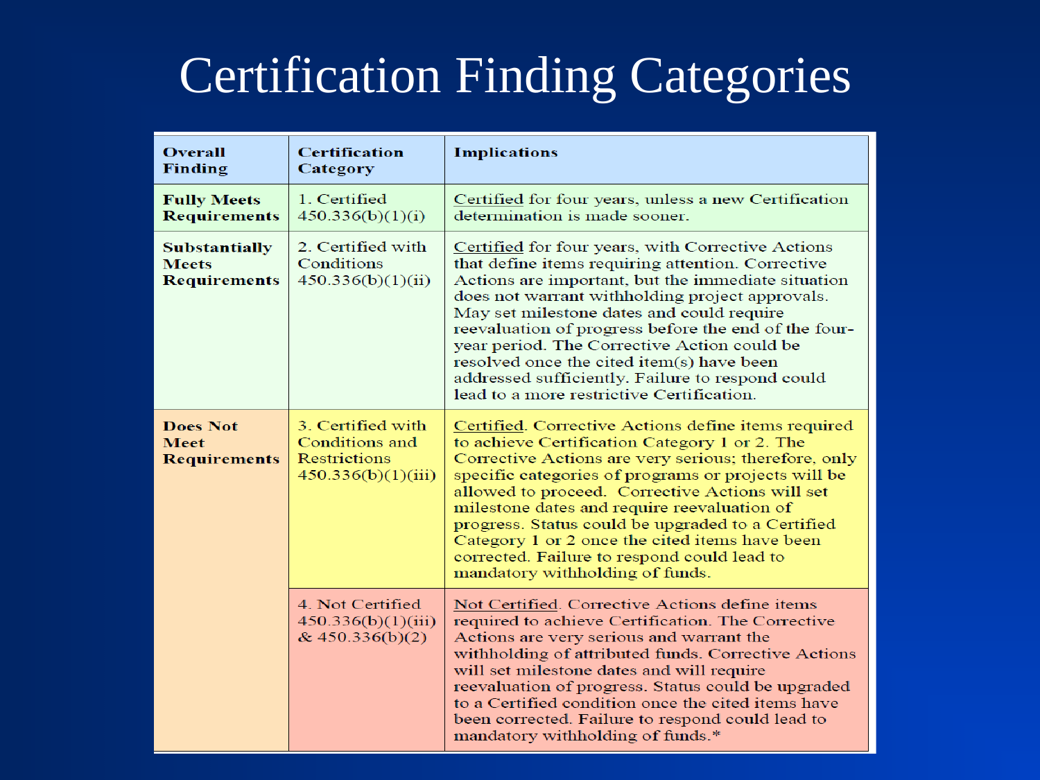# Certification Finding Categories

| Overall Finding | Certification Category | Implications |
|---|---|---|
| **Fully Meets Requirements** | 1. Certified 450.336(b)(1)(i) | Certified for four years, unless a new Certification determination is made sooner. |
| **Substantially Meets Requirements** | 2. Certified with Conditions 450.336(b)(1)(ii) | Certified for four years, with Corrective Actions that define items requiring attention. Corrective Actions are important, but the immediate situation does not warrant withholding project approvals. May set milestone dates and could require reevaluation of progress before the end of the four-year period. The Corrective Action could be resolved once the cited item(s) have been addressed sufficiently. Failure to respond could lead to a more restrictive Certification. |
| **Does Not Meet Requirements** | 3. Certified with Conditions and Restrictions 450.336(b)(1)(iii) | Certified. Corrective Actions define items required to achieve Certification Category 1 or 2. The Corrective Actions are very serious; therefore, only specific categories of programs or projects will be allowed to proceed. Corrective Actions will set milestone dates and require reevaluation of progress. Status could be upgraded to a Certified Category 1 or 2 once the cited items have been corrected. Failure to respond could lead to mandatory withholding of funds. |
| | 4. Not Certified 450.336(b)(1)(iii) & 450.336(b)(2) | Not Certified. Corrective Actions define items required to achieve Certification. The Corrective Actions are very serious and warrant the withholding of attributed funds. Corrective Actions will set milestone dates and will require reevaluation of progress. Status could be upgraded to a Certified condition once the cited items have been corrected. Failure to respond could lead to mandatory withholding of funds.* |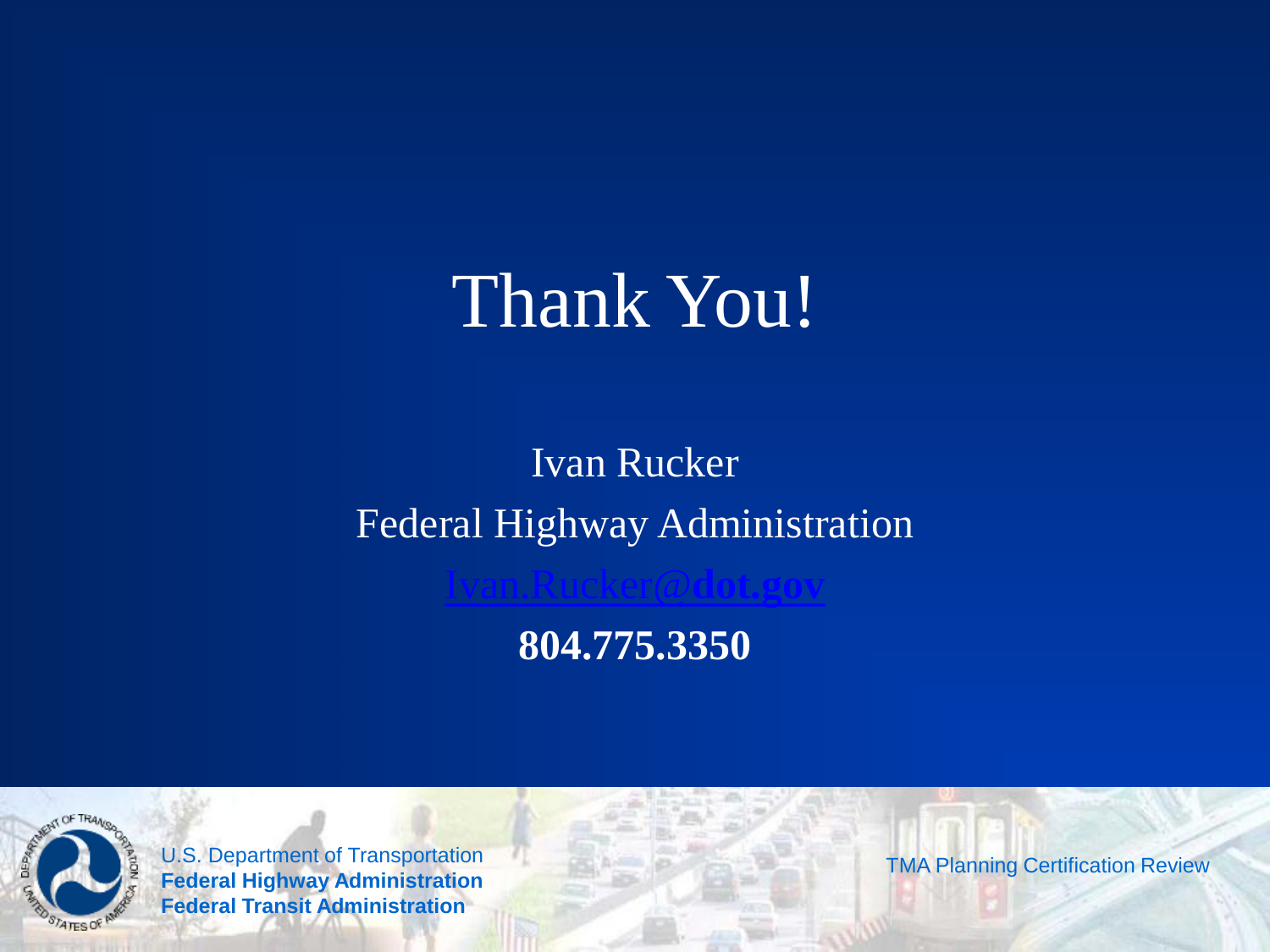# Thank You!

Ivan Rucker

Federal Highway Administration

Ivan.Rucker@**dot.gov**

**804.775.3350**